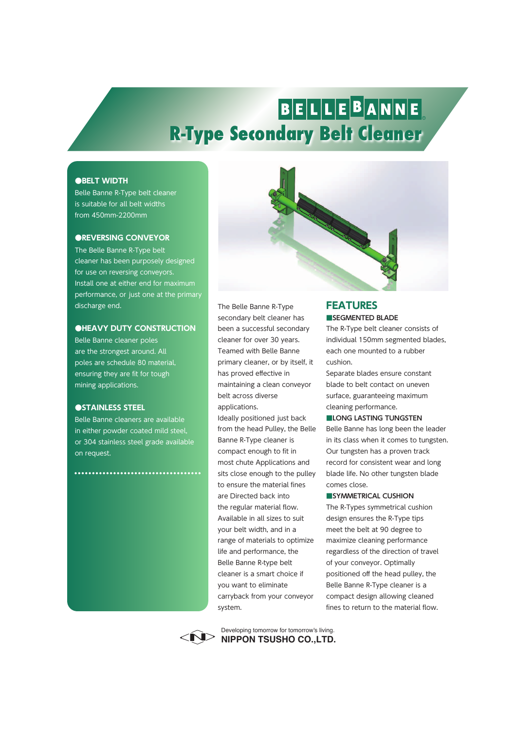# BELLE BANNE®

# R-Type Secondary Belt Cleaner

**●BELT WIDTH**

Belle Banne R-Type belt cleaner is suitable for all belt widths from 450mm-2200mm

**●REVERSING CONVEYOR**

The Belle Banne R-Type belt cleaner has been purposely designed for use on reversing conveyors. Install one at either end for maximum performance, or just one at the primary discharge end.

**●HEAVY DUTY CONSTRUCTION**

Belle Banne cleaner poles are the strongest around. All poles are schedule 80 material, ensuring they are fit for tough mining applications.

**●STAINLESS STEEL**

Belle Banne cleaners are available in either powder coated mild steel, or 304 stainless steel grade available on request.

The Belle Banne R-Type secondary belt cleaner has been a successful secondary cleaner for over 30 years. Teamed with Belle Banne primary cleaner, or by itself, it has proved effective in maintaining a clean conveyor belt across diverse applications.

Ideally positioned just back from the head Pulley, the Belle Banne R-Type cleaner is compact enough to fit in most chute Applications and sits close enough to the pulley to ensure the material fines are Directed back into the regular material flow.

Available in all sizes to suit your belt width, and in a range of materials to optimize life and performance, the Belle Banne R-type belt cleaner is a smart choice if you want to eliminate carryback from your conveyor system.

## FEATURES

**■SEGMENTED BLADE**

The R-Type belt cleaner consists of individual 150mm segmented blades, each one mounted to a rubber cushion.

Separate blades ensure constant blade to belt contact on uneven surface, guaranteeing maximum cleaning performance.

**■LONG LASTING TUNGSTEN**

Belle Banne has long been the leader in its class when it comes to tungsten. Our tungsten has a proven track record for consistent wear and long blade life. No other tungsten blade comes close.

**■SYMMETRICAL CUSHION**

The R-Types symmetrical cushion design ensures the R-Type tips meet the belt at 90 degree to maximize cleaning performance regardless of the direction of travel of your conveyor. Optimally positioned off the head pulley, the Belle Banne R-Type cleaner is a compact design allowing cleaned fines to return to the material flow.

Developing tomorrow for tomorrow's living.

**NIPPON TSUSHO CO.,LTD.**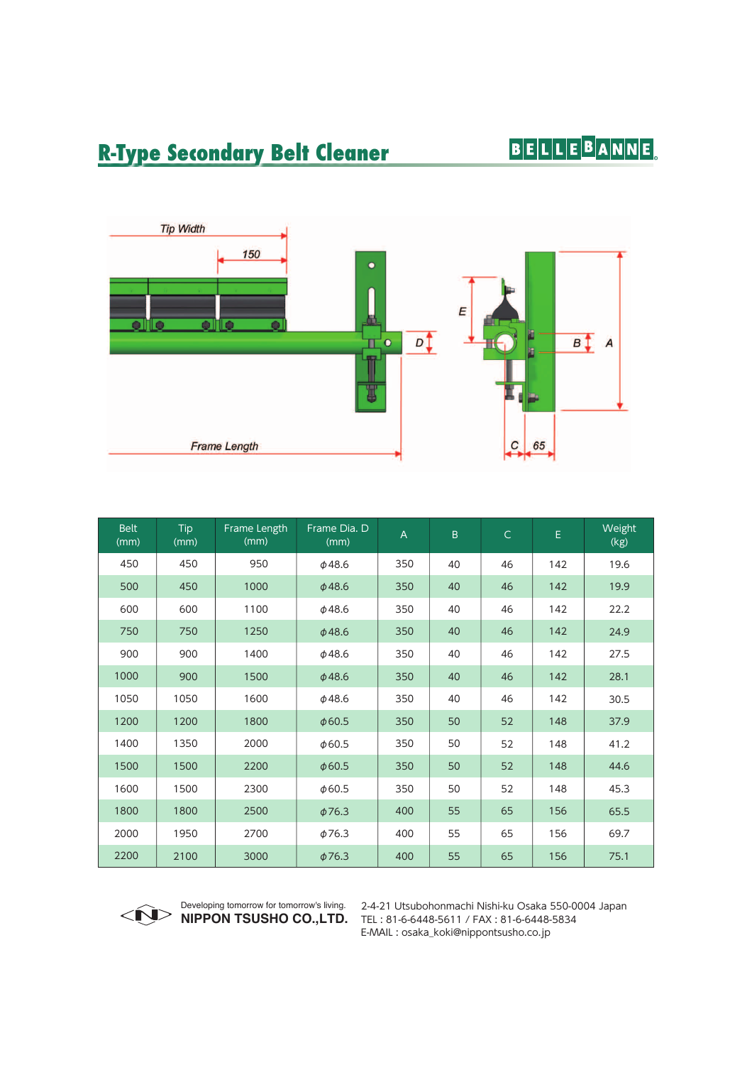# R-Type Secondary Belt Cleaner

BELLEBANNE

Tip Width

150

D

E

B

A

Frame Length

C

65

| Belt (mm) | Tip (mm) | Frame Length (mm) | Frame Dia. D (mm) | A | B | C | E | Weight (kg) |
|---|---|---|---|---|---|---|---|---|
| 450 | 450 | 950 | φ48.6 | 350 | 40 | 46 | 142 | 19.6 |
| 500 | 450 | 1000 | φ48.6 | 350 | 40 | 46 | 142 | 19.9 |
| 600 | 600 | 1100 | φ48.6 | 350 | 40 | 46 | 142 | 22.2 |
| 750 | 750 | 1250 | φ48.6 | 350 | 40 | 46 | 142 | 24.9 |
| 900 | 900 | 1400 | φ48.6 | 350 | 40 | 46 | 142 | 27.5 |
| 1000 | 900 | 1500 | φ48.6 | 350 | 40 | 46 | 142 | 28.1 |
| 1050 | 1050 | 1600 | φ48.6 | 350 | 40 | 46 | 142 | 30.5 |
| 1200 | 1200 | 1800 | φ60.5 | 350 | 50 | 52 | 148 | 37.9 |
| 1400 | 1350 | 2000 | φ60.5 | 350 | 50 | 52 | 148 | 41.2 |
| 1500 | 1500 | 2200 | φ60.5 | 350 | 50 | 52 | 148 | 44.6 |
| 1600 | 1500 | 2300 | φ60.5 | 350 | 50 | 52 | 148 | 45.3 |
| 1800 | 1800 | 2500 | φ76.3 | 400 | 55 | 65 | 156 | 65.5 |
| 2000 | 1950 | 2700 | φ76.3 | 400 | 55 | 65 | 156 | 69.7 |
| 2200 | 2100 | 3000 | φ76.3 | 400 | 55 | 65 | 156 | 75.1 |

Developing tomorrow for tomorrow's living.
**NIPPON TSUSHO CO.,LTD.**

2-4-21 Utsubohonmachi Nishi-ku Osaka 550-0004 Japan
TEL : 81-6-6448-5611 / FAX : 81-6-6448-5834
E-MAIL : osaka_koki@nippontsusho.co.jp